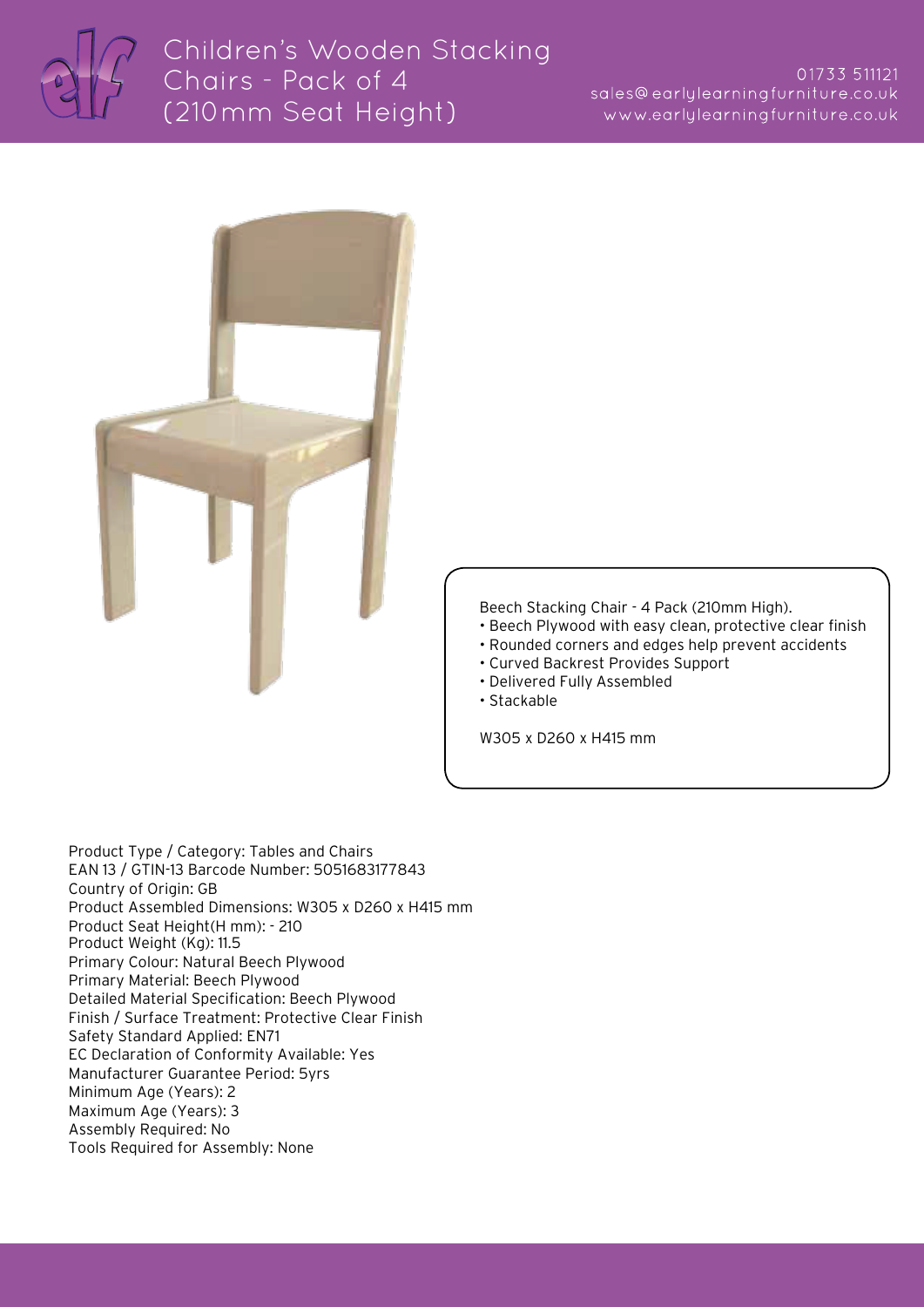# Children's Wooden Stacking Chairs - Pack of 4 (210mm Seat Height)

01733 511121
sales@earlylearningfurniture.co.uk
www.earlylearningfurniture.co.uk

Beech Stacking Chair - 4 Pack (210mm High).

- Beech Plywood with easy clean, protective clear finish
- Rounded corners and edges help prevent accidents
- Curved Backrest Provides Support
- Delivered Fully Assembled
- Stackable

W305 x D260 x H415 mm

Product Type / Category: Tables and Chairs
EAN 13 / GTIN-13 Barcode Number: 5051683177843
Country of Origin: GB
Product Assembled Dimensions: W305 x D260 x H415 mm
Product Seat Height(H mm): - 210
Product Weight (Kg): 11.5
Primary Colour: Natural Beech Plywood
Primary Material: Beech Plywood
Detailed Material Specification: Beech Plywood
Finish / Surface Treatment: Protective Clear Finish
Safety Standard Applied: EN71
EC Declaration of Conformity Available: Yes
Manufacturer Guarantee Period: 5yrs
Minimum Age (Years): 2
Maximum Age (Years): 3
Assembly Required: No
Tools Required for Assembly: None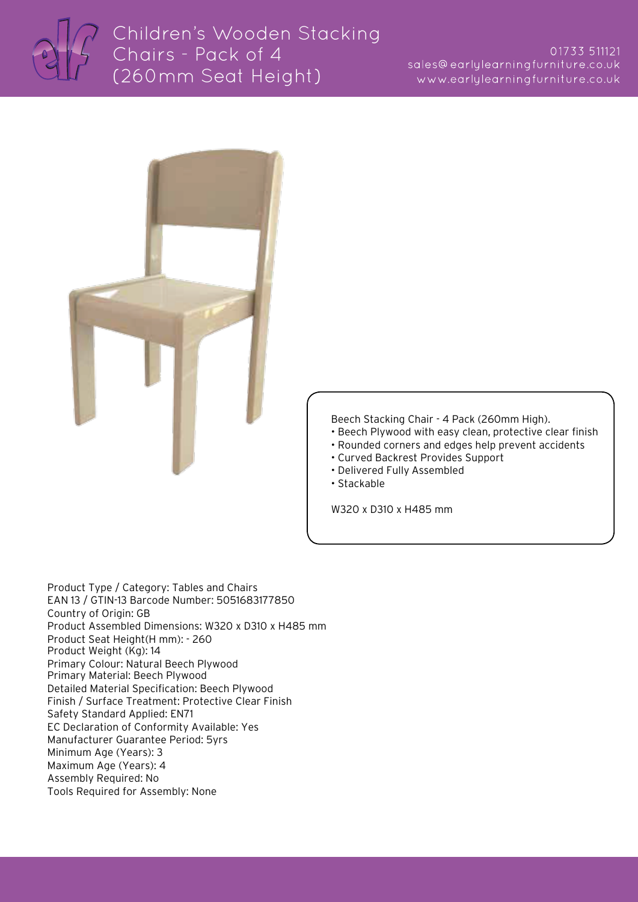# Children's Wooden Stacking Chairs - Pack of 4 (260mm Seat Height)

01733 511121
sales@earlylearningfurniture.co.uk
www.earlylearningfurniture.co.uk

Beech Stacking Chair - 4 Pack (260mm High).

- Beech Plywood with easy clean, protective clear finish
- Rounded corners and edges help prevent accidents
- Curved Backrest Provides Support
- Delivered Fully Assembled
- Stackable

W320 x D310 x H485 mm

Product Type / Category: Tables and Chairs
EAN 13 / GTIN-13 Barcode Number: 5051683177850
Country of Origin: GB
Product Assembled Dimensions: W320 x D310 x H485 mm
Product Seat Height(H mm): - 260
Product Weight (Kg): 14
Primary Colour: Natural Beech Plywood
Primary Material: Beech Plywood
Detailed Material Specification: Beech Plywood
Finish / Surface Treatment: Protective Clear Finish
Safety Standard Applied: EN71
EC Declaration of Conformity Available: Yes
Manufacturer Guarantee Period: 5yrs
Minimum Age (Years): 3
Maximum Age (Years): 4
Assembly Required: No
Tools Required for Assembly: None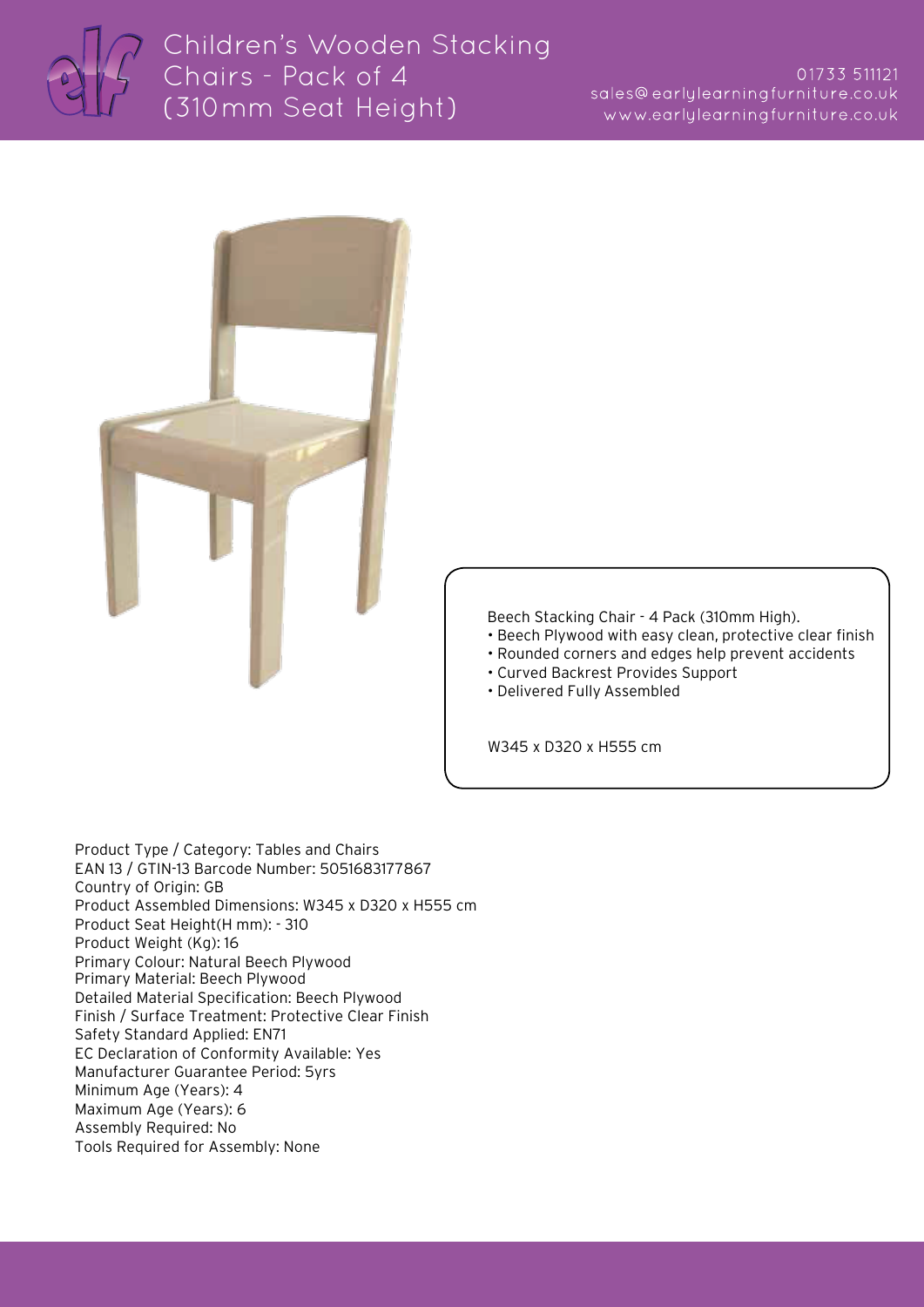# Children's Wooden Stacking Chairs - Pack of 4 (310mm Seat Height)

01733 511121
sales@earlylearningfurniture.co.uk
www.earlylearningfurniture.co.uk

Beech Stacking Chair - 4 Pack (310mm High).

- Beech Plywood with easy clean, protective clear finish
- Rounded corners and edges help prevent accidents
- Curved Backrest Provides Support
- Delivered Fully Assembled

W345 x D320 x H555 cm

Product Type / Category: Tables and Chairs
EAN 13 / GTIN-13 Barcode Number: 5051683177867
Country of Origin: GB
Product Assembled Dimensions: W345 x D320 x H555 cm
Product Seat Height(H mm): - 310
Product Weight (Kg): 16
Primary Colour: Natural Beech Plywood
Primary Material: Beech Plywood
Detailed Material Specification: Beech Plywood
Finish / Surface Treatment: Protective Clear Finish
Safety Standard Applied: EN71
EC Declaration of Conformity Available: Yes
Manufacturer Guarantee Period: 5yrs
Minimum Age (Years): 4
Maximum Age (Years): 6
Assembly Required: No
Tools Required for Assembly: None